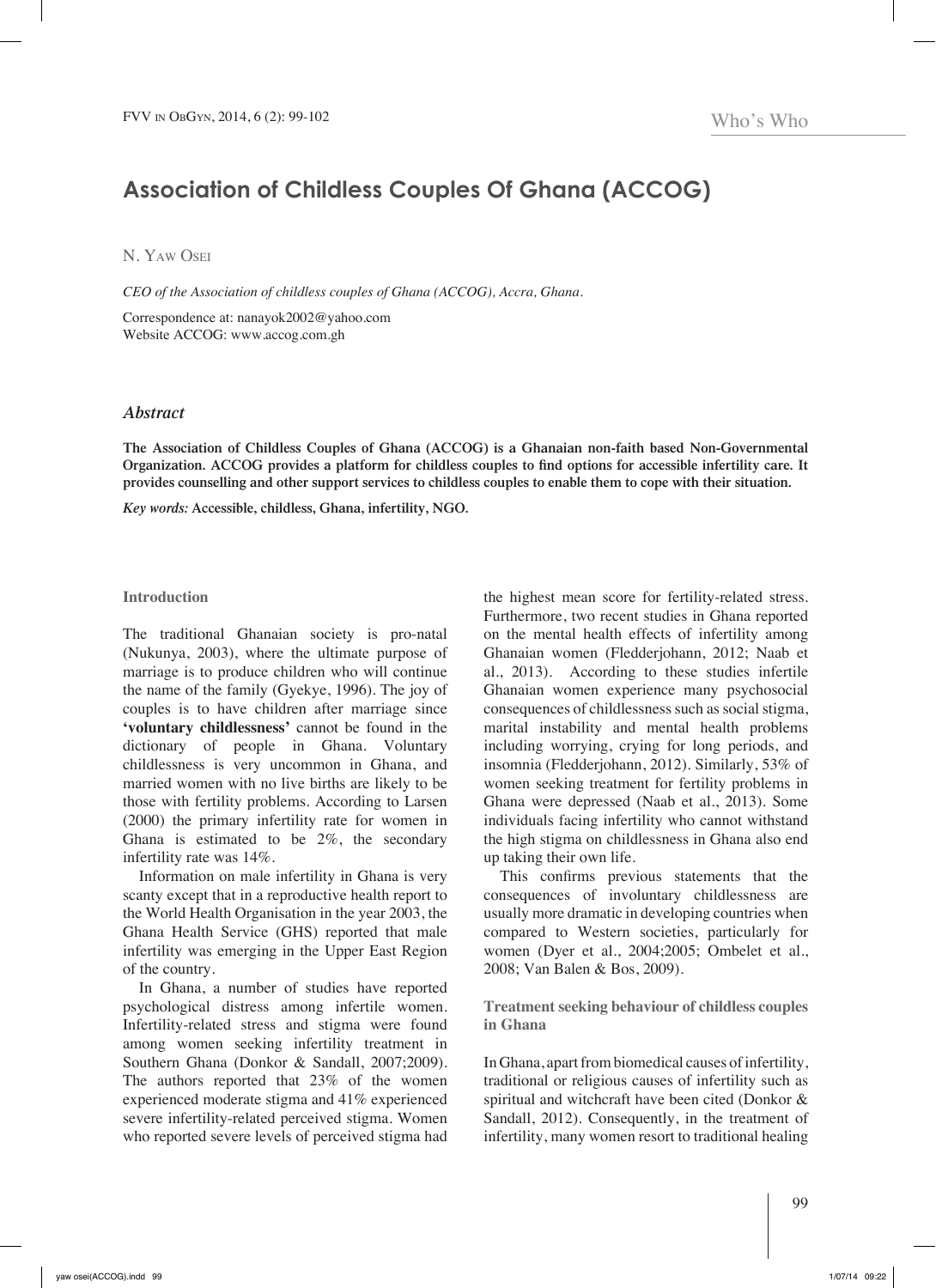# Association of Childless Couples Of Ghana (ACCOG)

N. Yaw Osei

*CEO of the Association of childless couples of Ghana (ACCOG), Accra, Ghana.*

Correspondence at: nanayok2002@yahoo.com
Website ACCOG: www.accog.com.gh

## *Abstract*

**The Association of Childless Couples of Ghana (ACCOG) is a Ghanaian non-faith based Non-Governmental Organization. ACCOG provides a platform for childless couples to find options for accessible infertility care. It provides counselling and other support services to childless couples to enable them to cope with their situation.**

*Key words:* **Accessible, childless, Ghana, infertility, NGO.**

### Introduction

The traditional Ghanaian society is pro-natal (Nukunya, 2003), where the ultimate purpose of marriage is to produce children who will continue the name of the family (Gyekye, 1996). The joy of couples is to have children after marriage since **'voluntary childlessness'** cannot be found in the dictionary of people in Ghana. Voluntary childlessness is very uncommon in Ghana, and married women with no live births are likely to be those with fertility problems. According to Larsen (2000) the primary infertility rate for women in Ghana is estimated to be 2%, the secondary infertility rate was 14%.

Information on male infertility in Ghana is very scanty except that in a reproductive health report to the World Health Organisation in the year 2003, the Ghana Health Service (GHS) reported that male infertility was emerging in the Upper East Region of the country.

In Ghana, a number of studies have reported psychological distress among infertile women. Infertility-related stress and stigma were found among women seeking infertility treatment in Southern Ghana (Donkor & Sandall, 2007;2009). The authors reported that 23% of the women experienced moderate stigma and 41% experienced severe infertility-related perceived stigma. Women who reported severe levels of perceived stigma had the highest mean score for fertility-related stress. Furthermore, two recent studies in Ghana reported on the mental health effects of infertility among Ghanaian women (Fledderjohann, 2012; Naab et al., 2013). According to these studies infertile Ghanaian women experience many psychosocial consequences of childlessness such as social stigma, marital instability and mental health problems including worrying, crying for long periods, and insomnia (Fledderjohann, 2012). Similarly, 53% of women seeking treatment for fertility problems in Ghana were depressed (Naab et al., 2013). Some individuals facing infertility who cannot withstand the high stigma on childlessness in Ghana also end up taking their own life.

This confirms previous statements that the consequences of involuntary childlessness are usually more dramatic in developing countries when compared to Western societies, particularly for women (Dyer et al., 2004;2005; Ombelet et al., 2008; Van Balen & Bos, 2009).

### Treatment seeking behaviour of childless couples in Ghana

In Ghana, apart from biomedical causes of infertility, traditional or religious causes of infertility such as spiritual and witchcraft have been cited (Donkor & Sandall, 2012). Consequently, in the treatment of infertility, many women resort to traditional healing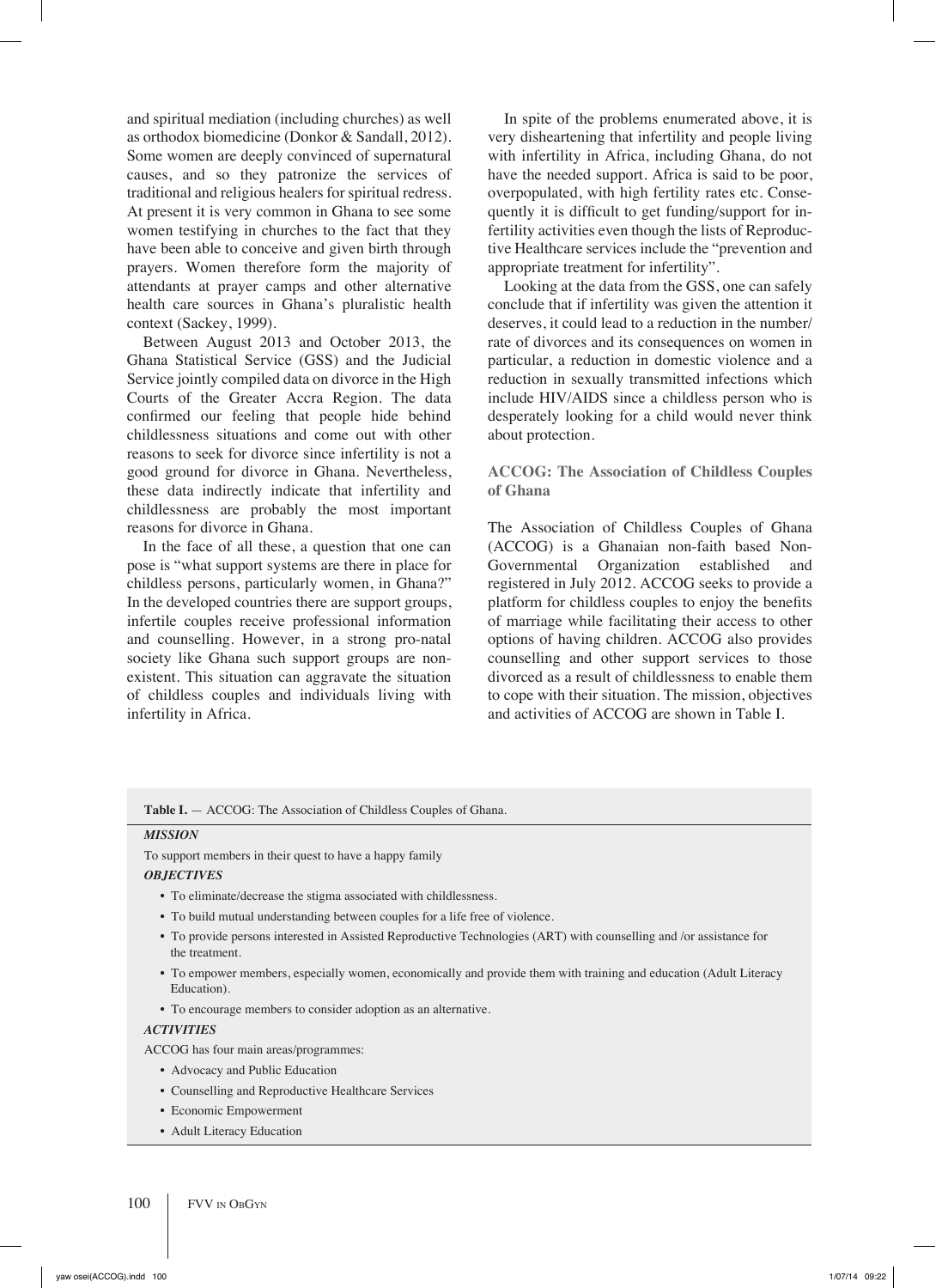and spiritual mediation (including churches) as well as orthodox biomedicine (Donkor & Sandall, 2012). Some women are deeply convinced of supernatural causes, and so they patronize the services of traditional and religious healers for spiritual redress. At present it is very common in Ghana to see some women testifying in churches to the fact that they have been able to conceive and given birth through prayers. Women therefore form the majority of attendants at prayer camps and other alternative health care sources in Ghana's pluralistic health context (Sackey, 1999).

Between August 2013 and October 2013, the Ghana Statistical Service (GSS) and the Judicial Service jointly compiled data on divorce in the High Courts of the Greater Accra Region. The data confirmed our feeling that people hide behind childlessness situations and come out with other reasons to seek for divorce since infertility is not a good ground for divorce in Ghana. Nevertheless, these data indirectly indicate that infertility and childlessness are probably the most important reasons for divorce in Ghana.

In the face of all these, a question that one can pose is "what support systems are there in place for childless persons, particularly women, in Ghana?" In the developed countries there are support groups, infertile couples receive professional information and counselling. However, in a strong pro-natal society like Ghana such support groups are non-existent. This situation can aggravate the situation of childless couples and individuals living with infertility in Africa.

In spite of the problems enumerated above, it is very disheartening that infertility and people living with infertility in Africa, including Ghana, do not have the needed support. Africa is said to be poor, overpopulated, with high fertility rates etc. Consequently it is difficult to get funding/support for infertility activities even though the lists of Reproductive Healthcare services include the "prevention and appropriate treatment for infertility".

Looking at the data from the GSS, one can safely conclude that if infertility was given the attention it deserves, it could lead to a reduction in the number/rate of divorces and its consequences on women in particular, a reduction in domestic violence and a reduction in sexually transmitted infections which include HIV/AIDS since a childless person who is desperately looking for a child would never think about protection.

## ACCOG: The Association of Childless Couples of Ghana

The Association of Childless Couples of Ghana (ACCOG) is a Ghanaian non-faith based Non-Governmental Organization established and registered in July 2012. ACCOG seeks to provide a platform for childless couples to enjoy the benefits of marriage while facilitating their access to other options of having children. ACCOG also provides counselling and other support services to those divorced as a result of childlessness to enable them to cope with their situation. The mission, objectives and activities of ACCOG are shown in Table I.

**Table I.** — ACCOG: The Association of Childless Couples of Ghana.

***MISSION***

To support members in their quest to have a happy family

***OBJECTIVES***

- To eliminate/decrease the stigma associated with childlessness.
- To build mutual understanding between couples for a life free of violence.
- To provide persons interested in Assisted Reproductive Technologies (ART) with counselling and /or assistance for the treatment.
- To empower members, especially women, economically and provide them with training and education (Adult Literacy Education).
- To encourage members to consider adoption as an alternative.

***ACTIVITIES***

ACCOG has four main areas/programmes:

- Advocacy and Public Education
- Counselling and Reproductive Healthcare Services
- Economic Empowerment
- Adult Literacy Education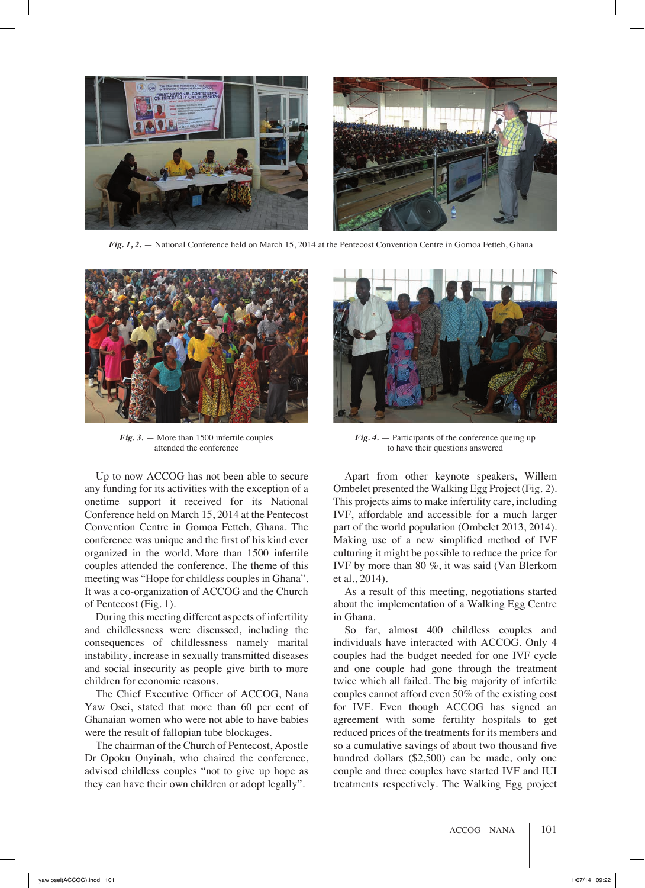*Fig. 1, 2.* — National Conference held on March 15, 2014 at the Pentecost Convention Centre in Gomoa Fetteh, Ghana

*Fig. 3.* — More than 1500 infertile couples attended the conference

*Fig. 4.* — Participants of the conference queing up to have their questions answered

Up to now ACCOG has not been able to secure any funding for its activities with the exception of a onetime support it received for its National Conference held on March 15, 2014 at the Pentecost Convention Centre in Gomoa Fetteh, Ghana. The conference was unique and the first of his kind ever organized in the world. More than 1500 infertile couples attended the conference. The theme of this meeting was "Hope for childless couples in Ghana". It was a co-organization of ACCOG and the Church of Pentecost (Fig. 1).

During this meeting different aspects of infertility and childlessness were discussed, including the consequences of childlessness namely marital instability, increase in sexually transmitted diseases and social insecurity as people give birth to more children for economic reasons.

The Chief Executive Officer of ACCOG, Nana Yaw Osei, stated that more than 60 per cent of Ghanaian women who were not able to have babies were the result of fallopian tube blockages.

The chairman of the Church of Pentecost, Apostle Dr Opoku Onyinah, who chaired the conference, advised childless couples "not to give up hope as they can have their own children or adopt legally".

Apart from other keynote speakers, Willem Ombelet presented the Walking Egg Project (Fig. 2). This projects aims to make infertility care, including IVF, affordable and accessible for a much larger part of the world population (Ombelet 2013, 2014). Making use of a new simplified method of IVF culturing it might be possible to reduce the price for IVF by more than 80 %, it was said (Van Blerkom et al., 2014).

As a result of this meeting, negotiations started about the implementation of a Walking Egg Centre in Ghana.

So far, almost 400 childless couples and individuals have interacted with ACCOG. Only 4 couples had the budget needed for one IVF cycle and one couple had gone through the treatment twice which all failed. The big majority of infertile couples cannot afford even 50% of the existing cost for IVF. Even though ACCOG has signed an agreement with some fertility hospitals to get reduced prices of the treatments for its members and so a cumulative savings of about two thousand five hundred dollars ($2,500) can be made, only one couple and three couples have started IVF and IUI treatments respectively. The Walking Egg project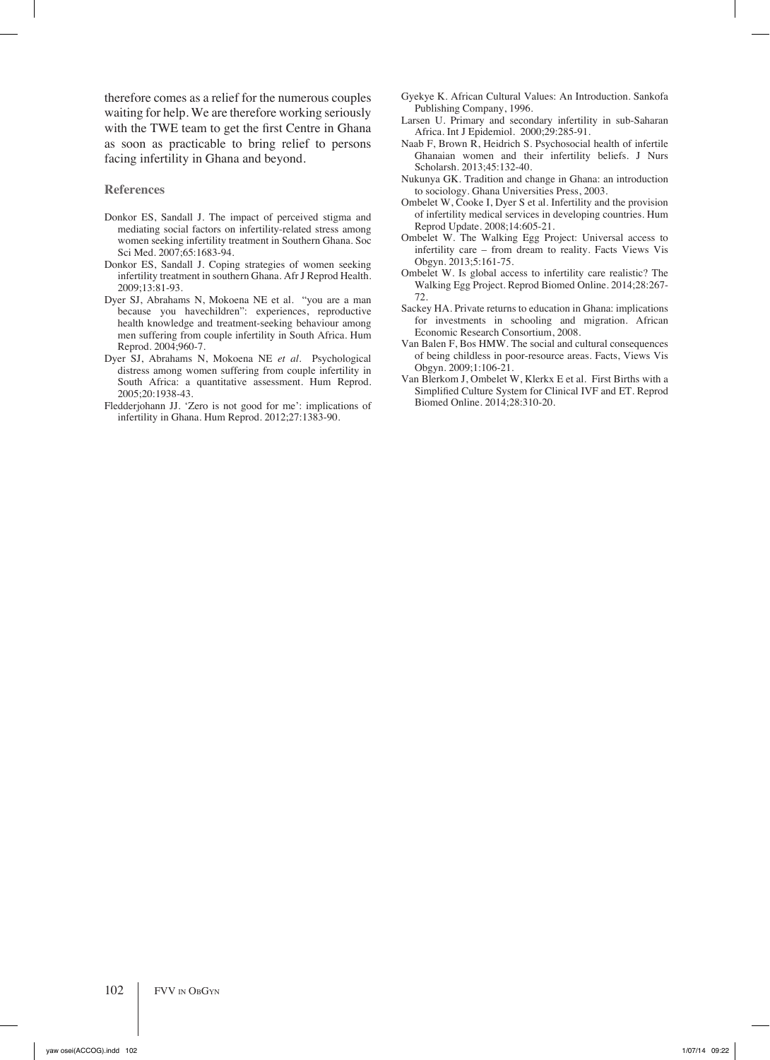therefore comes as a relief for the numerous couples waiting for help. We are therefore working seriously with the TWE team to get the first Centre in Ghana as soon as practicable to bring relief to persons facing infertility in Ghana and beyond.

## References

Donkor ES, Sandall J. The impact of perceived stigma and mediating social factors on infertility-related stress among women seeking infertility treatment in Southern Ghana. Soc Sci Med. 2007;65:1683-94.

Donkor ES, Sandall J. Coping strategies of women seeking infertility treatment in southern Ghana. Afr J Reprod Health. 2009;13:81-93.

Dyer SJ, Abrahams N, Mokoena NE et al. "you are a man because you havechildren": experiences, reproductive health knowledge and treatment-seeking behaviour among men suffering from couple infertility in South Africa. Hum Reprod. 2004;960-7.

Dyer SJ, Abrahams N, Mokoena NE *et al*. Psychological distress among women suffering from couple infertility in South Africa: a quantitative assessment. Hum Reprod. 2005;20:1938-43.

Fledderjohann JJ. 'Zero is not good for me': implications of infertility in Ghana. Hum Reprod. 2012;27:1383-90.

Gyekye K. African Cultural Values: An Introduction. Sankofa Publishing Company, 1996.

Larsen U. Primary and secondary infertility in sub-Saharan Africa. Int J Epidemiol. 2000;29:285-91.

Naab F, Brown R, Heidrich S. Psychosocial health of infertile Ghanaian women and their infertility beliefs. J Nurs Scholarsh. 2013;45:132-40.

Nukunya GK. Tradition and change in Ghana: an introduction to sociology. Ghana Universities Press, 2003.

Ombelet W, Cooke I, Dyer S et al. Infertility and the provision of infertility medical services in developing countries. Hum Reprod Update. 2008;14:605-21.

Ombelet W. The Walking Egg Project: Universal access to infertility care – from dream to reality. Facts Views Vis Obgyn. 2013;5:161-75.

Ombelet W. Is global access to infertility care realistic? The Walking Egg Project. Reprod Biomed Online. 2014;28:267-72.

Sackey HA. Private returns to education in Ghana: implications for investments in schooling and migration. African Economic Research Consortium, 2008.

Van Balen F, Bos HMW. The social and cultural consequences of being childless in poor-resource areas. Facts, Views Vis Obgyn. 2009;1:106-21.

Van Blerkom J, Ombelet W, Klerkx E et al. First Births with a Simplified Culture System for Clinical IVF and ET. Reprod Biomed Online. 2014;28:310-20.